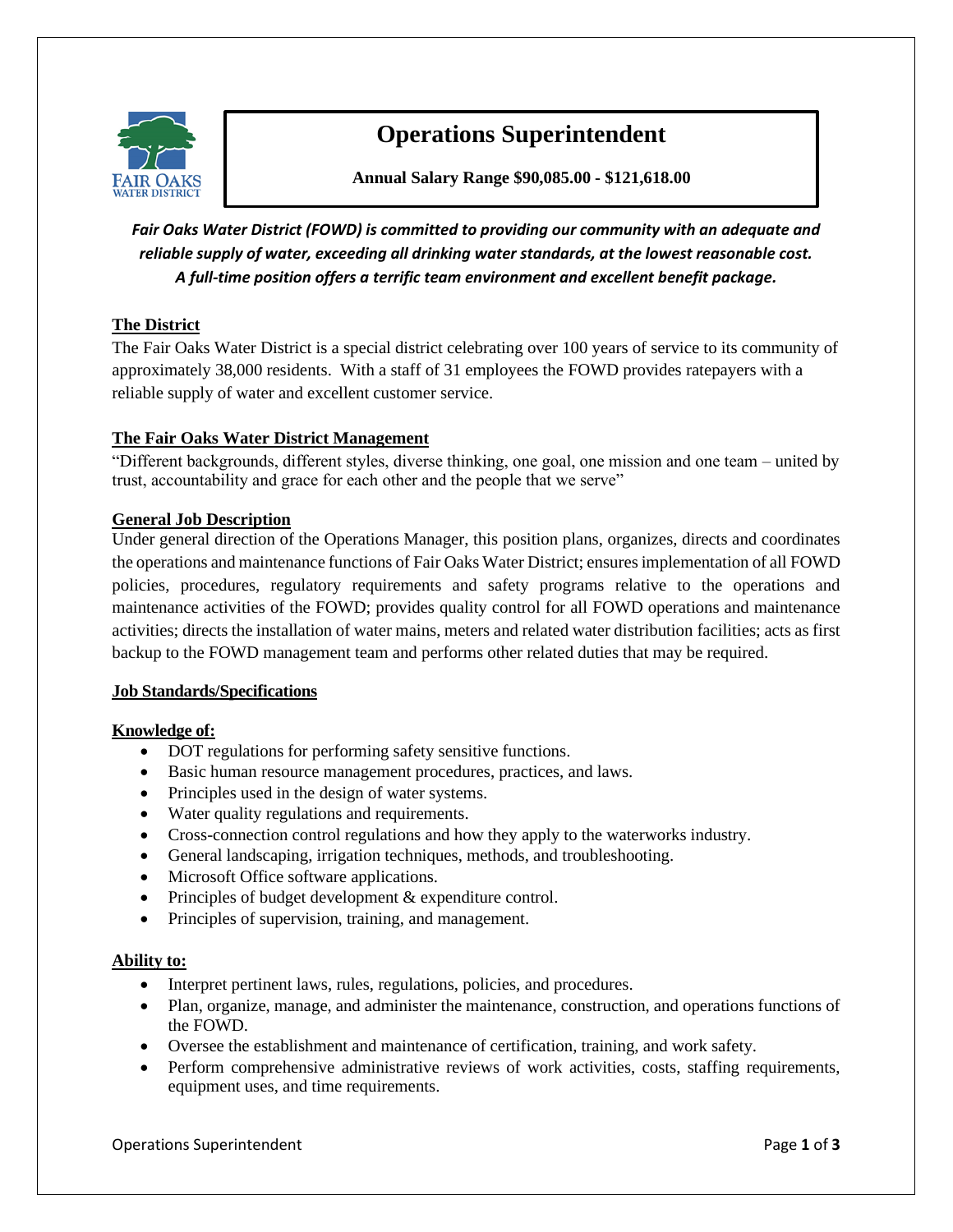# Operations Superintendent

**Annual Salary Range $90,085.00 - $121,618.00**

***Fair Oaks Water District (FOWD) is committed to providing our community with an adequate and reliable supply of water, exceeding all drinking water standards, at the lowest reasonable cost. A full-time position offers a terrific team environment and excellent benefit package.***

## The District

The Fair Oaks Water District is a special district celebrating over 100 years of service to its community of approximately 38,000 residents. With a staff of 31 employees the FOWD provides ratepayers with a reliable supply of water and excellent customer service.

## The Fair Oaks Water District Management

"Different backgrounds, different styles, diverse thinking, one goal, one mission and one team – united by trust, accountability and grace for each other and the people that we serve"

## General Job Description

Under general direction of the Operations Manager, this position plans, organizes, directs and coordinates the operations and maintenance functions of Fair Oaks Water District; ensures implementation of all FOWD policies, procedures, regulatory requirements and safety programs relative to the operations and maintenance activities of the FOWD; provides quality control for all FOWD operations and maintenance activities; directs the installation of water mains, meters and related water distribution facilities; acts as first backup to the FOWD management team and performs other related duties that may be required.

## Job Standards/Specifications

### Knowledge of:

- DOT regulations for performing safety sensitive functions.
- Basic human resource management procedures, practices, and laws.
- Principles used in the design of water systems.
- Water quality regulations and requirements.
- Cross-connection control regulations and how they apply to the waterworks industry.
- General landscaping, irrigation techniques, methods, and troubleshooting.
- Microsoft Office software applications.
- Principles of budget development & expenditure control.
- Principles of supervision, training, and management.

### Ability to:

- Interpret pertinent laws, rules, regulations, policies, and procedures.
- Plan, organize, manage, and administer the maintenance, construction, and operations functions of the FOWD.
- Oversee the establishment and maintenance of certification, training, and work safety.
- Perform comprehensive administrative reviews of work activities, costs, staffing requirements, equipment uses, and time requirements.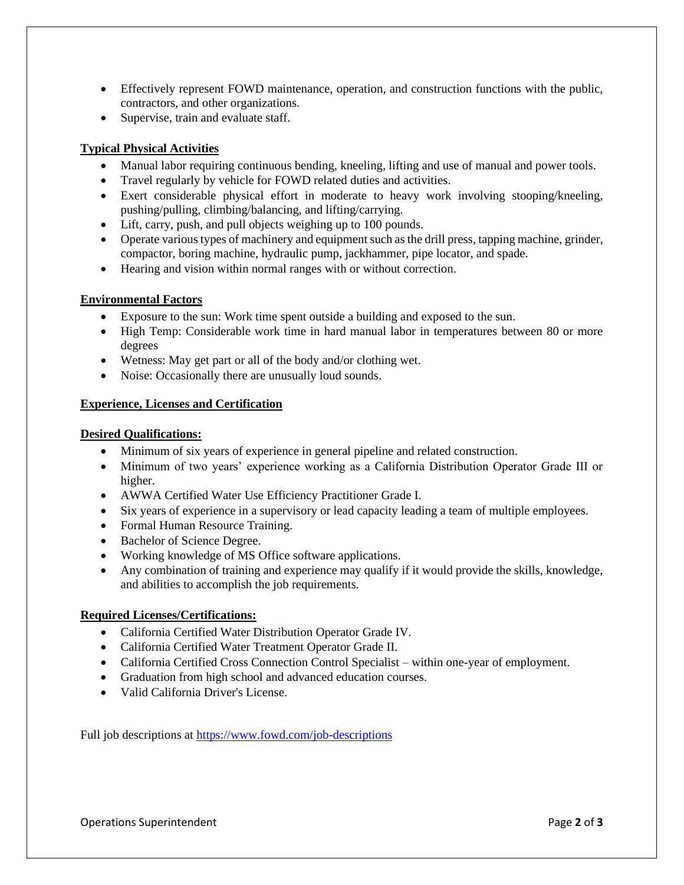- Effectively represent FOWD maintenance, operation, and construction functions with the public, contractors, and other organizations.
- Supervise, train and evaluate staff.

**Typical Physical Activities**

- Manual labor requiring continuous bending, kneeling, lifting and use of manual and power tools.
- Travel regularly by vehicle for FOWD related duties and activities.
- Exert considerable physical effort in moderate to heavy work involving stooping/kneeling, pushing/pulling, climbing/balancing, and lifting/carrying.
- Lift, carry, push, and pull objects weighing up to 100 pounds.
- Operate various types of machinery and equipment such as the drill press, tapping machine, grinder, compactor, boring machine, hydraulic pump, jackhammer, pipe locator, and spade.
- Hearing and vision within normal ranges with or without correction.

**Environmental Factors**

- Exposure to the sun: Work time spent outside a building and exposed to the sun.
- High Temp: Considerable work time in hard manual labor in temperatures between 80 or more degrees
- Wetness: May get part or all of the body and/or clothing wet.
- Noise: Occasionally there are unusually loud sounds.

**Experience, Licenses and Certification**

**Desired Qualifications:**

- Minimum of six years of experience in general pipeline and related construction.
- Minimum of two years' experience working as a California Distribution Operator Grade III or higher.
- AWWA Certified Water Use Efficiency Practitioner Grade I.
- Six years of experience in a supervisory or lead capacity leading a team of multiple employees.
- Formal Human Resource Training.
- Bachelor of Science Degree.
- Working knowledge of MS Office software applications.
- Any combination of training and experience may qualify if it would provide the skills, knowledge, and abilities to accomplish the job requirements.

**Required Licenses/Certifications:**

- California Certified Water Distribution Operator Grade IV.
- California Certified Water Treatment Operator Grade II.
- California Certified Cross Connection Control Specialist – within one-year of employment.
- Graduation from high school and advanced education courses.
- Valid California Driver's License.

Full job descriptions at https://www.fowd.com/job-descriptions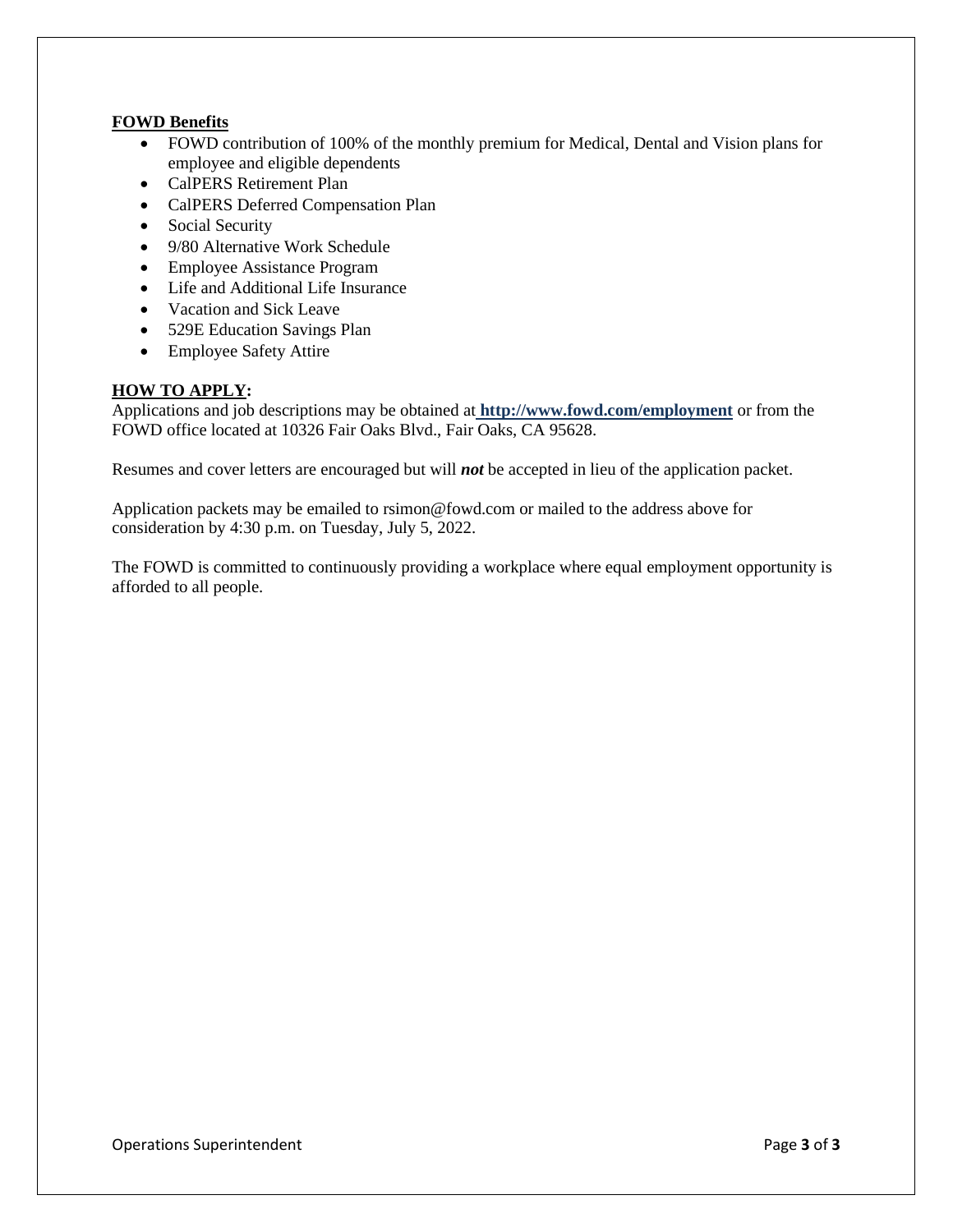**FOWD Benefits**

- FOWD contribution of 100% of the monthly premium for Medical, Dental and Vision plans for employee and eligible dependents
- CalPERS Retirement Plan
- CalPERS Deferred Compensation Plan
- Social Security
- 9/80 Alternative Work Schedule
- Employee Assistance Program
- Life and Additional Life Insurance
- Vacation and Sick Leave
- 529E Education Savings Plan
- Employee Safety Attire

**HOW TO APPLY:**

Applications and job descriptions may be obtained at **http://www.fowd.com/employment** or from the FOWD office located at 10326 Fair Oaks Blvd., Fair Oaks, CA 95628.

Resumes and cover letters are encouraged but will ***not*** be accepted in lieu of the application packet.

Application packets may be emailed to rsimon@fowd.com or mailed to the address above for consideration by 4:30 p.m. on Tuesday, July 5, 2022.

The FOWD is committed to continuously providing a workplace where equal employment opportunity is afforded to all people.